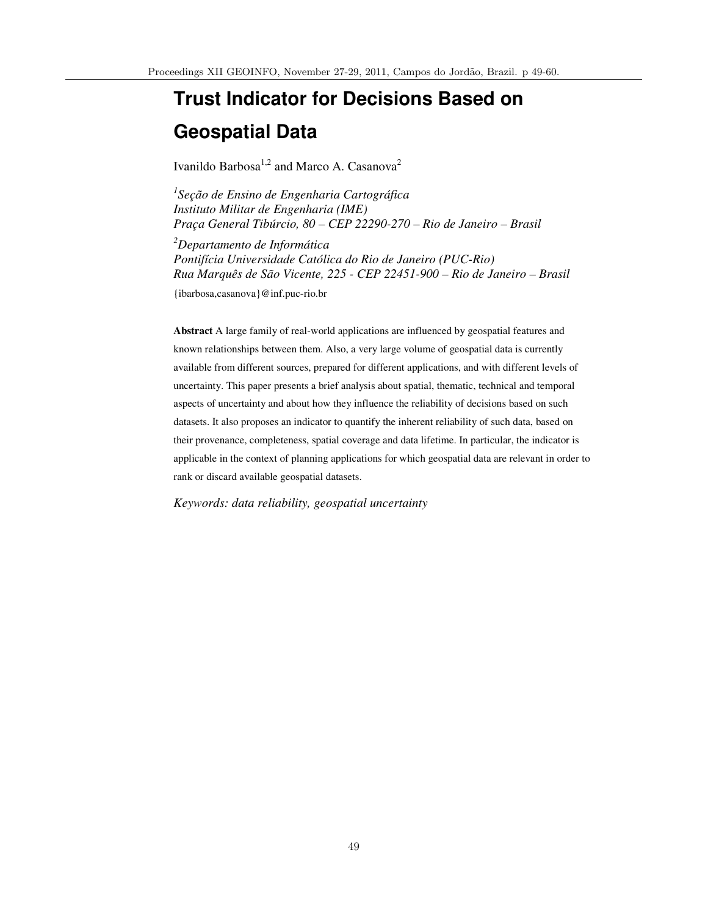# Trust Indicator for Decisions Based on Geospatial Data

Ivanildo Barbosa[1,2] and Marco A. Casanova[2]

[1] *Seção de Ensino de Engenharia Cartográfica*
*Instituto Militar de Engenharia (IME)*
*Praça General Tibúrcio, 80 – CEP 22290-270 – Rio de Janeiro – Brasil*

[2] *Departamento de Informática*
*Pontifícia Universidade Católica do Rio de Janeiro (PUC-Rio)*
*Rua Marquês de São Vicente, 225 - CEP 22451-900 – Rio de Janeiro – Brasil*

{ibarbosa,casanova}@inf.puc-rio.br

**Abstract** A large family of real-world applications are influenced by geospatial features and known relationships between them. Also, a very large volume of geospatial data is currently available from different sources, prepared for different applications, and with different levels of uncertainty. This paper presents a brief analysis about spatial, thematic, technical and temporal aspects of uncertainty and about how they influence the reliability of decisions based on such datasets. It also proposes an indicator to quantify the inherent reliability of such data, based on their provenance, completeness, spatial coverage and data lifetime. In particular, the indicator is applicable in the context of planning applications for which geospatial data are relevant in order to rank or discard available geospatial datasets.

*Keywords: data reliability, geospatial uncertainty*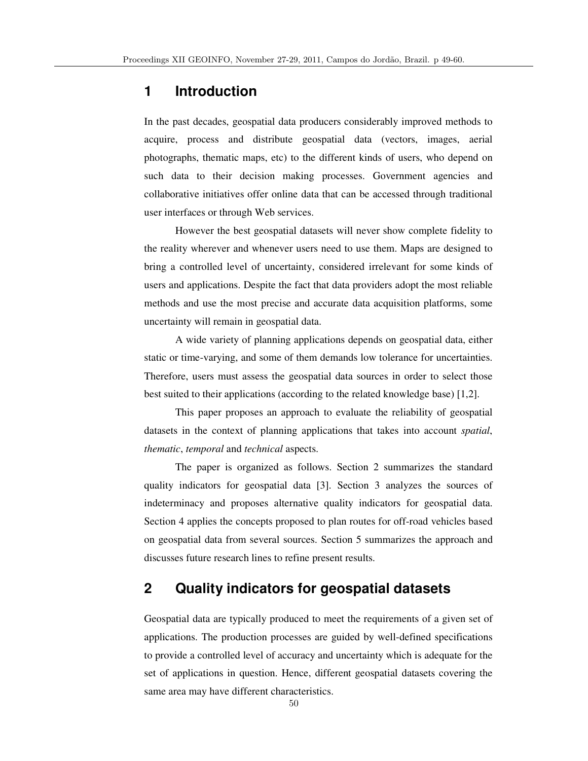## 1 Introduction

In the past decades, geospatial data producers considerably improved methods to acquire, process and distribute geospatial data (vectors, images, aerial photographs, thematic maps, etc) to the different kinds of users, who depend on such data to their decision making processes. Government agencies and collaborative initiatives offer online data that can be accessed through traditional user interfaces or through Web services.

However the best geospatial datasets will never show complete fidelity to the reality wherever and whenever users need to use them. Maps are designed to bring a controlled level of uncertainty, considered irrelevant for some kinds of users and applications. Despite the fact that data providers adopt the most reliable methods and use the most precise and accurate data acquisition platforms, some uncertainty will remain in geospatial data.

A wide variety of planning applications depends on geospatial data, either static or time-varying, and some of them demands low tolerance for uncertainties. Therefore, users must assess the geospatial data sources in order to select those best suited to their applications (according to the related knowledge base) [1,2].

This paper proposes an approach to evaluate the reliability of geospatial datasets in the context of planning applications that takes into account *spatial*, *thematic*, *temporal* and *technical* aspects.

The paper is organized as follows. Section 2 summarizes the standard quality indicators for geospatial data [3]. Section 3 analyzes the sources of indeterminacy and proposes alternative quality indicators for geospatial data. Section 4 applies the concepts proposed to plan routes for off-road vehicles based on geospatial data from several sources. Section 5 summarizes the approach and discusses future research lines to refine present results.

## 2 Quality indicators for geospatial datasets

Geospatial data are typically produced to meet the requirements of a given set of applications. The production processes are guided by well-defined specifications to provide a controlled level of accuracy and uncertainty which is adequate for the set of applications in question. Hence, different geospatial datasets covering the same area may have different characteristics.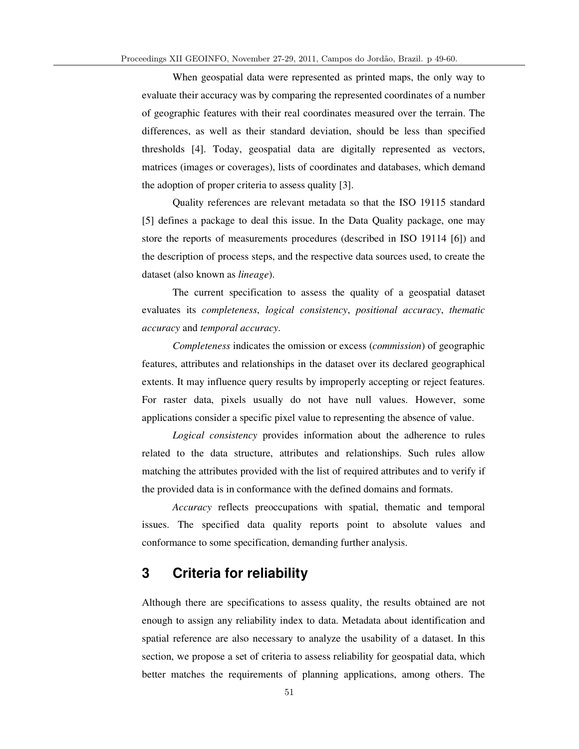When geospatial data were represented as printed maps, the only way to evaluate their accuracy was by comparing the represented coordinates of a number of geographic features with their real coordinates measured over the terrain. The differences, as well as their standard deviation, should be less than specified thresholds [4]. Today, geospatial data are digitally represented as vectors, matrices (images or coverages), lists of coordinates and databases, which demand the adoption of proper criteria to assess quality [3].

Quality references are relevant metadata so that the ISO 19115 standard [5] defines a package to deal this issue. In the Data Quality package, one may store the reports of measurements procedures (described in ISO 19114 [6]) and the description of process steps, and the respective data sources used, to create the dataset (also known as *lineage*).

The current specification to assess the quality of a geospatial dataset evaluates its *completeness*, *logical consistency*, *positional accuracy*, *thematic accuracy* and *temporal accuracy*.

*Completeness* indicates the omission or excess (*commission*) of geographic features, attributes and relationships in the dataset over its declared geographical extents. It may influence query results by improperly accepting or reject features. For raster data, pixels usually do not have null values. However, some applications consider a specific pixel value to representing the absence of value.

*Logical consistency* provides information about the adherence to rules related to the data structure, attributes and relationships. Such rules allow matching the attributes provided with the list of required attributes and to verify if the provided data is in conformance with the defined domains and formats.

*Accuracy* reflects preoccupations with spatial, thematic and temporal issues. The specified data quality reports point to absolute values and conformance to some specification, demanding further analysis.

## 3 Criteria for reliability

Although there are specifications to assess quality, the results obtained are not enough to assign any reliability index to data. Metadata about identification and spatial reference are also necessary to analyze the usability of a dataset. In this section, we propose a set of criteria to assess reliability for geospatial data, which better matches the requirements of planning applications, among others. The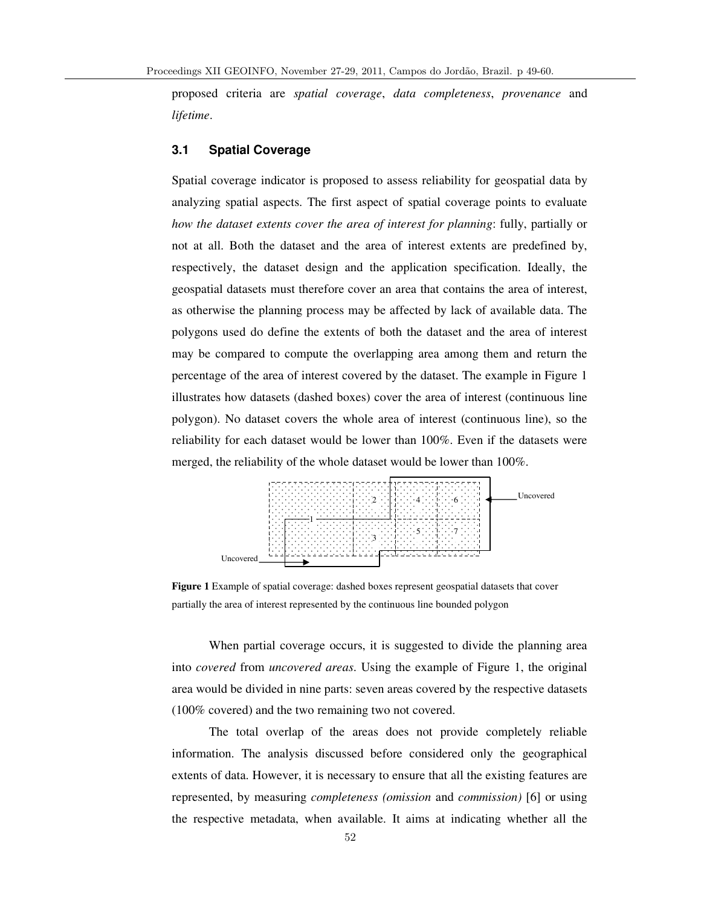proposed criteria are *spatial coverage*, *data completeness*, *provenance* and *lifetime*.

### 3.1 Spatial Coverage

Spatial coverage indicator is proposed to assess reliability for geospatial data by analyzing spatial aspects. The first aspect of spatial coverage points to evaluate *how the dataset extents cover the area of interest for planning*: fully, partially or not at all. Both the dataset and the area of interest extents are predefined by, respectively, the dataset design and the application specification. Ideally, the geospatial datasets must therefore cover an area that contains the area of interest, as otherwise the planning process may be affected by lack of available data. The polygons used do define the extents of both the dataset and the area of interest may be compared to compute the overlapping area among them and return the percentage of the area of interest covered by the dataset. The example in Figure 1 illustrates how datasets (dashed boxes) cover the area of interest (continuous line polygon). No dataset covers the whole area of interest (continuous line), so the reliability for each dataset would be lower than 100%. Even if the datasets were merged, the reliability of the whole dataset would be lower than 100%.

1
2
3
4
5
6
7
Uncovered
Uncovered

**Figure 1** Example of spatial coverage: dashed boxes represent geospatial datasets that cover partially the area of interest represented by the continuous line bounded polygon

When partial coverage occurs, it is suggested to divide the planning area into *covered* from *uncovered areas*. Using the example of Figure 1, the original area would be divided in nine parts: seven areas covered by the respective datasets (100% covered) and the two remaining two not covered.

The total overlap of the areas does not provide completely reliable information. The analysis discussed before considered only the geographical extents of data. However, it is necessary to ensure that all the existing features are represented, by measuring *completeness (omission* and *commission)* [6] or using the respective metadata, when available. It aims at indicating whether all the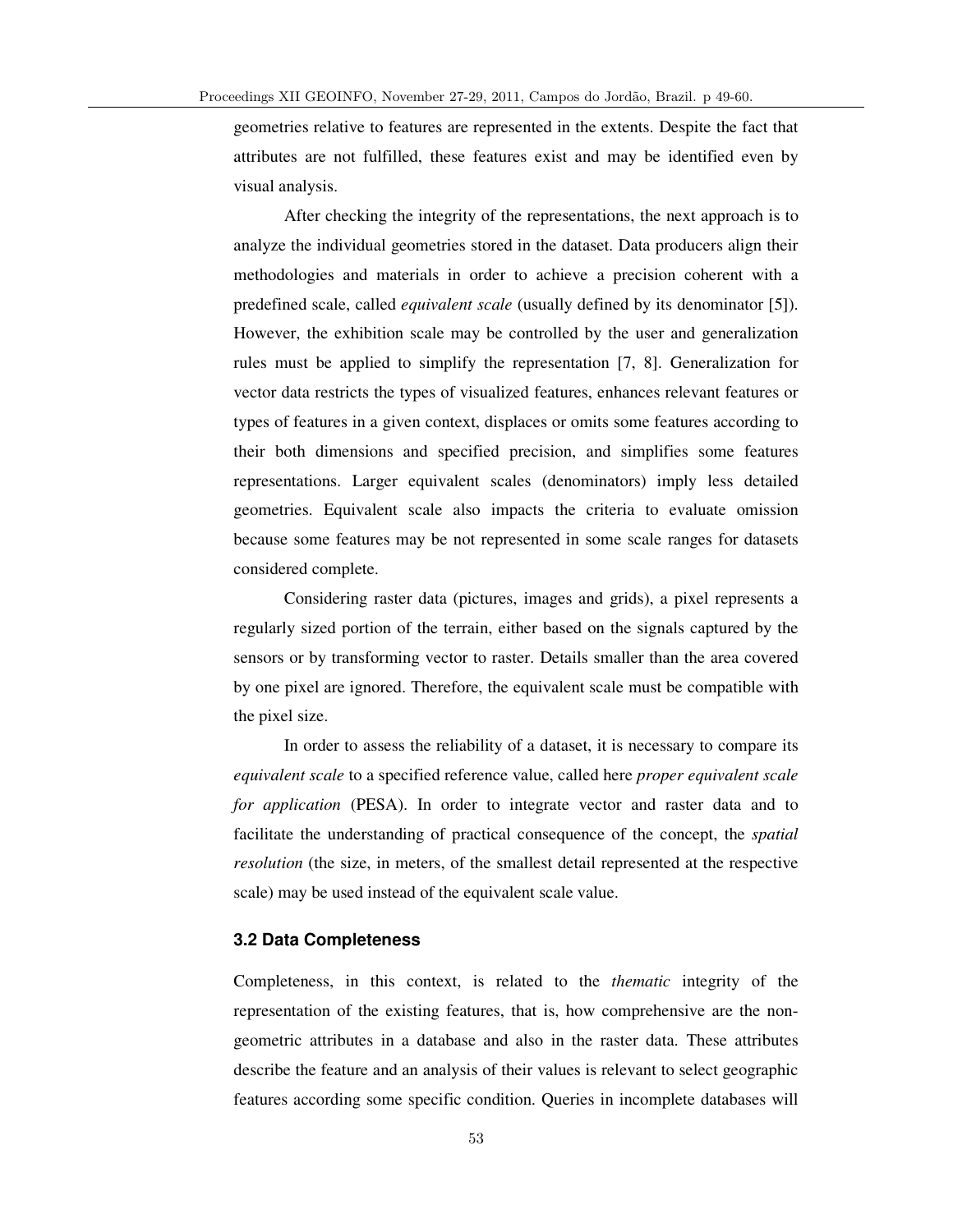geometries relative to features are represented in the extents. Despite the fact that attributes are not fulfilled, these features exist and may be identified even by visual analysis.

After checking the integrity of the representations, the next approach is to analyze the individual geometries stored in the dataset. Data producers align their methodologies and materials in order to achieve a precision coherent with a predefined scale, called *equivalent scale* (usually defined by its denominator [5]). However, the exhibition scale may be controlled by the user and generalization rules must be applied to simplify the representation [7, 8]. Generalization for vector data restricts the types of visualized features, enhances relevant features or types of features in a given context, displaces or omits some features according to their both dimensions and specified precision, and simplifies some features representations. Larger equivalent scales (denominators) imply less detailed geometries. Equivalent scale also impacts the criteria to evaluate omission because some features may be not represented in some scale ranges for datasets considered complete.

Considering raster data (pictures, images and grids), a pixel represents a regularly sized portion of the terrain, either based on the signals captured by the sensors or by transforming vector to raster. Details smaller than the area covered by one pixel are ignored. Therefore, the equivalent scale must be compatible with the pixel size.

In order to assess the reliability of a dataset, it is necessary to compare its *equivalent scale* to a specified reference value, called here *proper equivalent scale for application* (PESA). In order to integrate vector and raster data and to facilitate the understanding of practical consequence of the concept, the *spatial resolution* (the size, in meters, of the smallest detail represented at the respective scale) may be used instead of the equivalent scale value.

### 3.2 Data Completeness

Completeness, in this context, is related to the *thematic* integrity of the representation of the existing features, that is, how comprehensive are the non-geometric attributes in a database and also in the raster data. These attributes describe the feature and an analysis of their values is relevant to select geographic features according some specific condition. Queries in incomplete databases will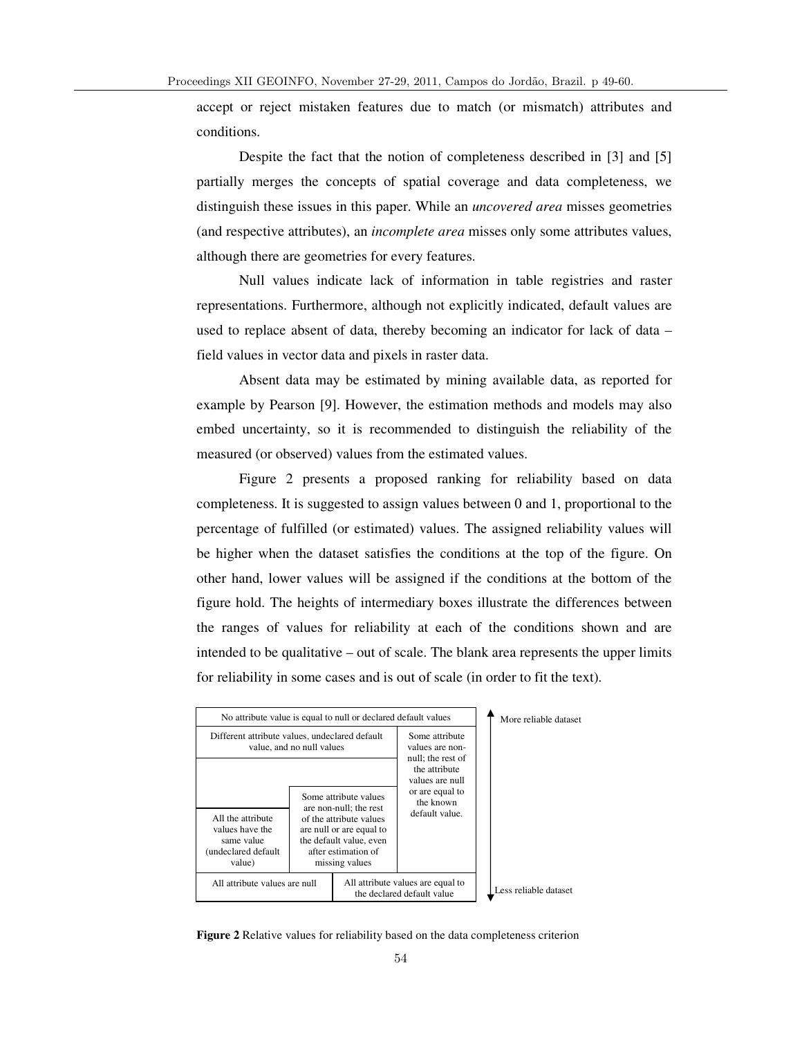accept or reject mistaken features due to match (or mismatch) attributes and conditions.

Despite the fact that the notion of completeness described in [3] and [5] partially merges the concepts of spatial coverage and data completeness, we distinguish these issues in this paper. While an *uncovered area* misses geometries (and respective attributes), an *incomplete area* misses only some attributes values, although there are geometries for every features.

Null values indicate lack of information in table registries and raster representations. Furthermore, although not explicitly indicated, default values are used to replace absent of data, thereby becoming an indicator for lack of data – field values in vector data and pixels in raster data.

Absent data may be estimated by mining available data, as reported for example by Pearson [9]. However, the estimation methods and models may also embed uncertainty, so it is recommended to distinguish the reliability of the measured (or observed) values from the estimated values.

Figure 2 presents a proposed ranking for reliability based on data completeness. It is suggested to assign values between 0 and 1, proportional to the percentage of fulfilled (or estimated) values. The assigned reliability values will be higher when the dataset satisfies the conditions at the top of the figure. On other hand, lower values will be assigned if the conditions at the bottom of the figure hold. The heights of intermediary boxes illustrate the differences between the ranges of values for reliability at each of the conditions shown and are intended to be qualitative – out of scale. The blank area represents the upper limits for reliability in some cases and is out of scale (in order to fit the text).

No attribute value is equal to null or declared default values

Different attribute values, undeclared default value, and no null values

Some attribute values are non-null; the rest of the attribute values are null or are equal to the known default value.

Some attribute values are non-null; the rest of the attribute values are null or are equal to the default value, even after estimation of missing values

All the attribute values have the same value (undeclared default value)

All attribute values are null

All attribute values are equal to the declared default value

More reliable dataset

Less reliable dataset

**Figure 2** Relative values for reliability based on the data completeness criterion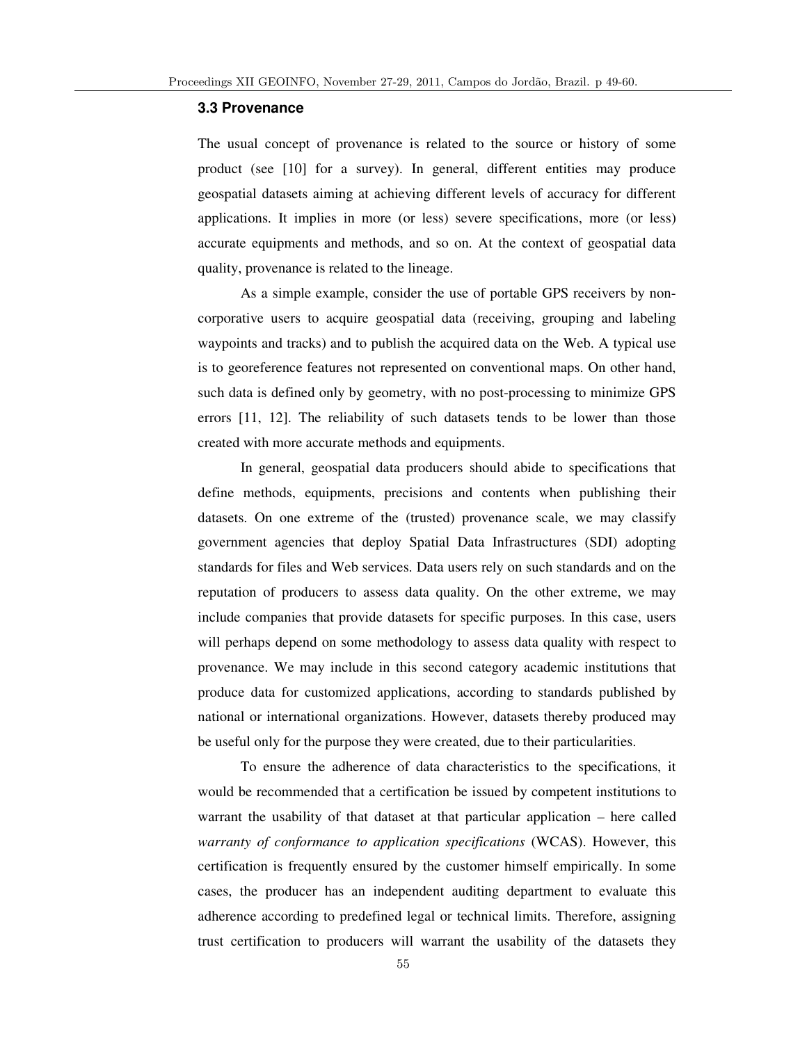### 3.3 Provenance

The usual concept of provenance is related to the source or history of some product (see [10] for a survey). In general, different entities may produce geospatial datasets aiming at achieving different levels of accuracy for different applications. It implies in more (or less) severe specifications, more (or less) accurate equipments and methods, and so on. At the context of geospatial data quality, provenance is related to the lineage.

As a simple example, consider the use of portable GPS receivers by non-corporative users to acquire geospatial data (receiving, grouping and labeling waypoints and tracks) and to publish the acquired data on the Web. A typical use is to georeference features not represented on conventional maps. On other hand, such data is defined only by geometry, with no post-processing to minimize GPS errors [11, 12]. The reliability of such datasets tends to be lower than those created with more accurate methods and equipments.

In general, geospatial data producers should abide to specifications that define methods, equipments, precisions and contents when publishing their datasets. On one extreme of the (trusted) provenance scale, we may classify government agencies that deploy Spatial Data Infrastructures (SDI) adopting standards for files and Web services. Data users rely on such standards and on the reputation of producers to assess data quality. On the other extreme, we may include companies that provide datasets for specific purposes. In this case, users will perhaps depend on some methodology to assess data quality with respect to provenance. We may include in this second category academic institutions that produce data for customized applications, according to standards published by national or international organizations. However, datasets thereby produced may be useful only for the purpose they were created, due to their particularities.

To ensure the adherence of data characteristics to the specifications, it would be recommended that a certification be issued by competent institutions to warrant the usability of that dataset at that particular application – here called *warranty of conformance to application specifications* (WCAS). However, this certification is frequently ensured by the customer himself empirically. In some cases, the producer has an independent auditing department to evaluate this adherence according to predefined legal or technical limits. Therefore, assigning trust certification to producers will warrant the usability of the datasets they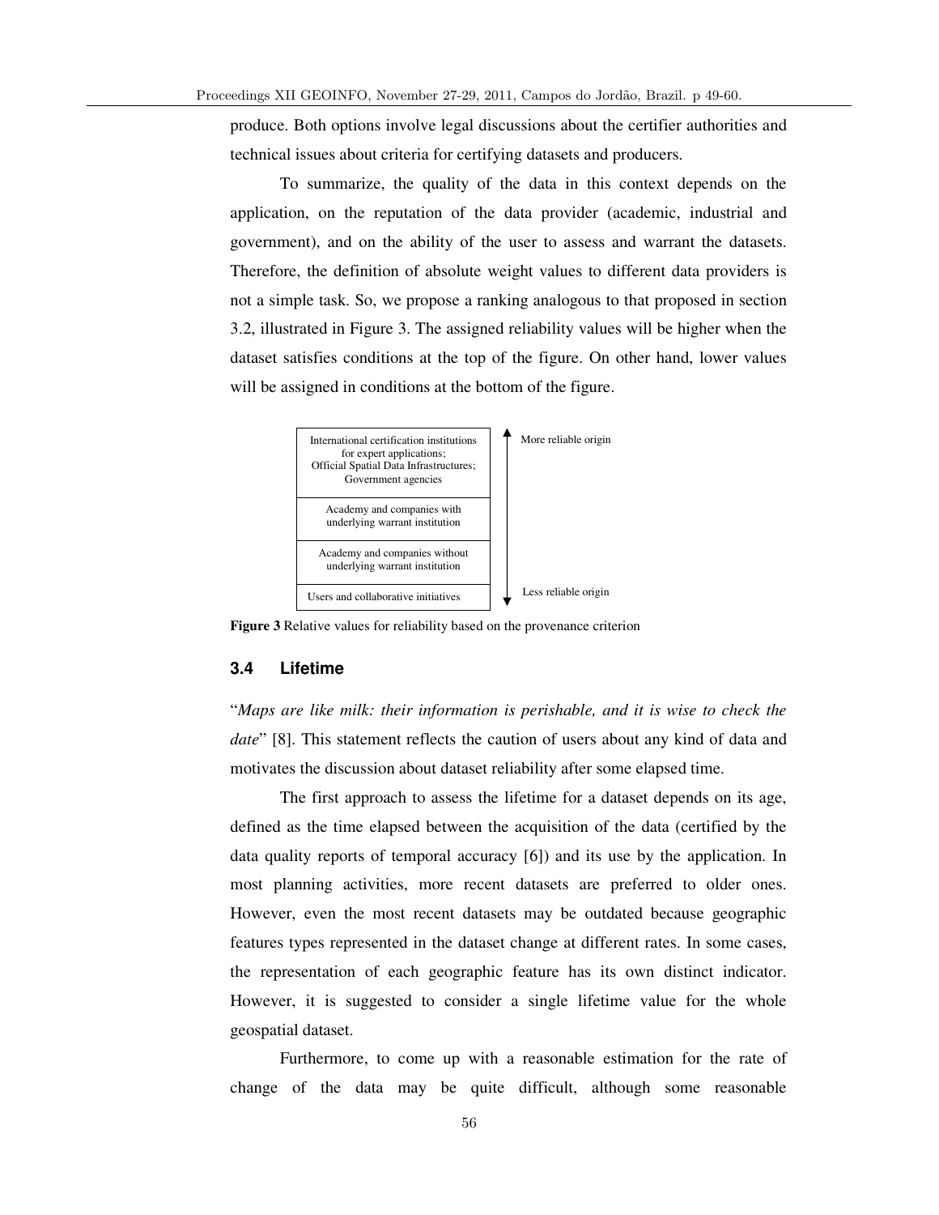produce. Both options involve legal discussions about the certifier authorities and technical issues about criteria for certifying datasets and producers.

To summarize, the quality of the data in this context depends on the application, on the reputation of the data provider (academic, industrial and government), and on the ability of the user to assess and warrant the datasets. Therefore, the definition of absolute weight values to different data providers is not a simple task. So, we propose a ranking analogous to that proposed in section 3.2, illustrated in Figure 3. The assigned reliability values will be higher when the dataset satisfies conditions at the top of the figure. On other hand, lower values will be assigned in conditions at the bottom of the figure.

International certification institutions for expert applications; Official Spatial Data Infrastructures; Government agencies

Academy and companies with underlying warrant institution

Academy and companies without underlying warrant institution

Users and collaborative initiatives

More reliable origin

Less reliable origin

**Figure 3** Relative values for reliability based on the provenance criterion

### 3.4 Lifetime

"*Maps are like milk: their information is perishable, and it is wise to check the date*" [8]. This statement reflects the caution of users about any kind of data and motivates the discussion about dataset reliability after some elapsed time.

The first approach to assess the lifetime for a dataset depends on its age, defined as the time elapsed between the acquisition of the data (certified by the data quality reports of temporal accuracy [6]) and its use by the application. In most planning activities, more recent datasets are preferred to older ones. However, even the most recent datasets may be outdated because geographic features types represented in the dataset change at different rates. In some cases, the representation of each geographic feature has its own distinct indicator. However, it is suggested to consider a single lifetime value for the whole geospatial dataset.

Furthermore, to come up with a reasonable estimation for the rate of change of the data may be quite difficult, although some reasonable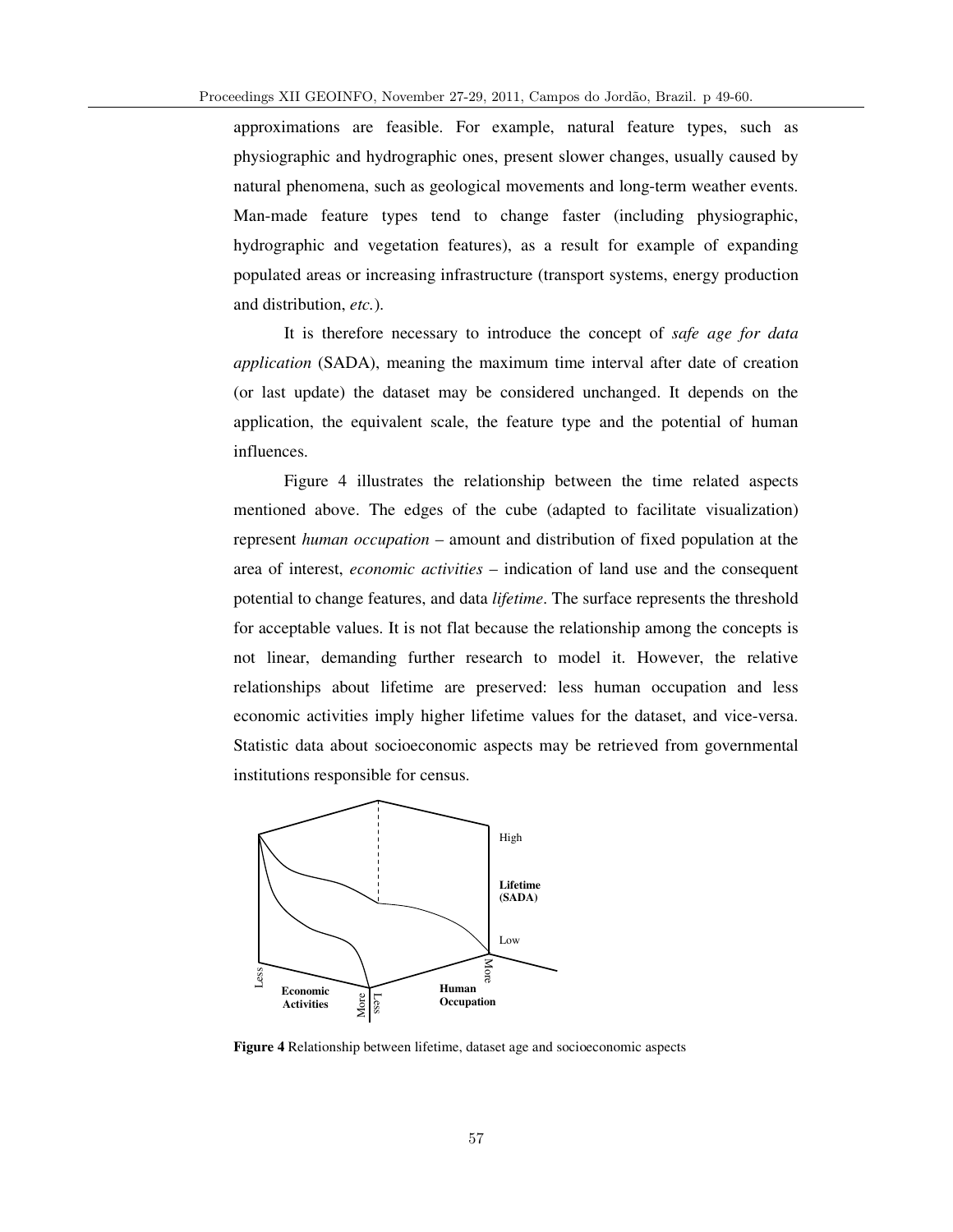approximations are feasible. For example, natural feature types, such as physiographic and hydrographic ones, present slower changes, usually caused by natural phenomena, such as geological movements and long-term weather events. Man-made feature types tend to change faster (including physiographic, hydrographic and vegetation features), as a result for example of expanding populated areas or increasing infrastructure (transport systems, energy production and distribution, *etc.*).

It is therefore necessary to introduce the concept of *safe age for data application* (SADA), meaning the maximum time interval after date of creation (or last update) the dataset may be considered unchanged. It depends on the application, the equivalent scale, the feature type and the potential of human influences.

Figure 4 illustrates the relationship between the time related aspects mentioned above. The edges of the cube (adapted to facilitate visualization) represent *human occupation* – amount and distribution of fixed population at the area of interest, *economic activities* – indication of land use and the consequent potential to change features, and data *lifetime*. The surface represents the threshold for acceptable values. It is not flat because the relationship among the concepts is not linear, demanding further research to model it. However, the relative relationships about lifetime are preserved: less human occupation and less economic activities imply higher lifetime values for the dataset, and vice-versa. Statistic data about socioeconomic aspects may be retrieved from governmental institutions responsible for census.

High

**Lifetime (SADA)**

Low

Less

**Economic Activities**

More

Less

**Human Occupation**

More

**Figure 4** Relationship between lifetime, dataset age and socioeconomic aspects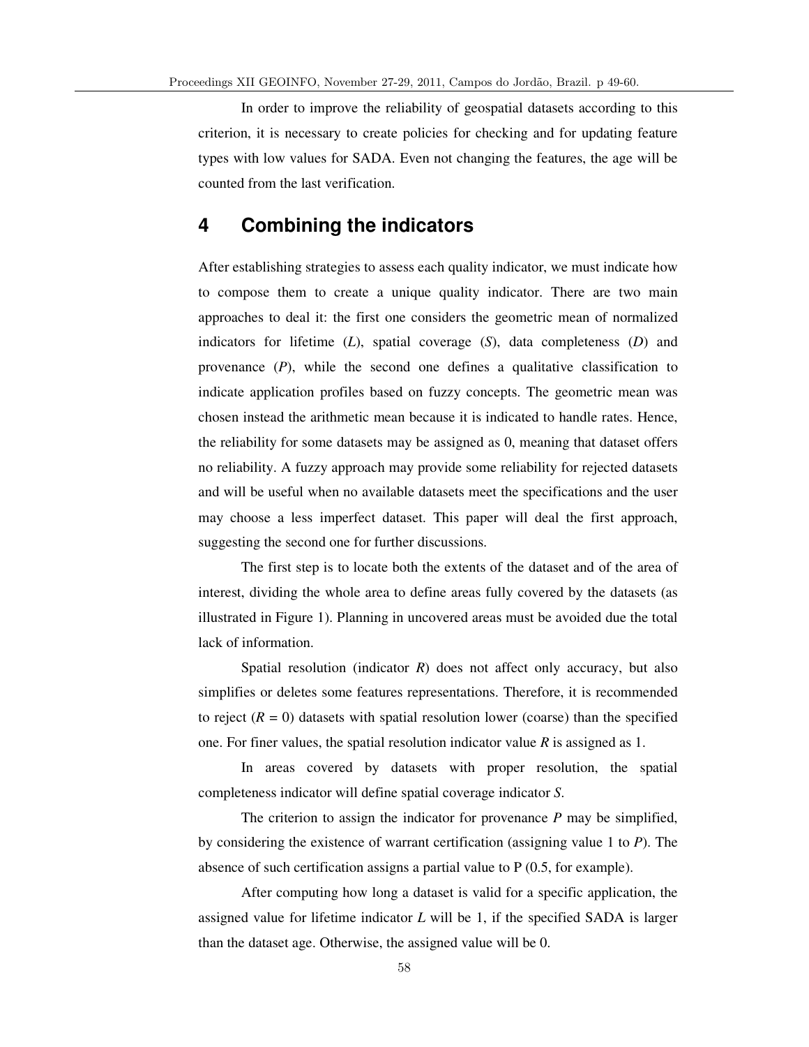In order to improve the reliability of geospatial datasets according to this criterion, it is necessary to create policies for checking and for updating feature types with low values for SADA. Even not changing the features, the age will be counted from the last verification.

# 4 Combining the indicators

After establishing strategies to assess each quality indicator, we must indicate how to compose them to create a unique quality indicator. There are two main approaches to deal it: the first one considers the geometric mean of normalized indicators for lifetime ($L$), spatial coverage ($S$), data completeness ($D$) and provenance ($P$), while the second one defines a qualitative classification to indicate application profiles based on fuzzy concepts. The geometric mean was chosen instead the arithmetic mean because it is indicated to handle rates. Hence, the reliability for some datasets may be assigned as 0, meaning that dataset offers no reliability. A fuzzy approach may provide some reliability for rejected datasets and will be useful when no available datasets meet the specifications and the user may choose a less imperfect dataset. This paper will deal the first approach, suggesting the second one for further discussions.

The first step is to locate both the extents of the dataset and of the area of interest, dividing the whole area to define areas fully covered by the datasets (as illustrated in Figure 1). Planning in uncovered areas must be avoided due the total lack of information.

Spatial resolution (indicator $R$) does not affect only accuracy, but also simplifies or deletes some features representations. Therefore, it is recommended to reject ($R = 0$) datasets with spatial resolution lower (coarse) than the specified one. For finer values, the spatial resolution indicator value $R$ is assigned as 1.

In areas covered by datasets with proper resolution, the spatial completeness indicator will define spatial coverage indicator $S$.

The criterion to assign the indicator for provenance $P$ may be simplified, by considering the existence of warrant certification (assigning value 1 to $P$). The absence of such certification assigns a partial value to P (0.5, for example).

After computing how long a dataset is valid for a specific application, the assigned value for lifetime indicator $L$ will be 1, if the specified SADA is larger than the dataset age. Otherwise, the assigned value will be 0.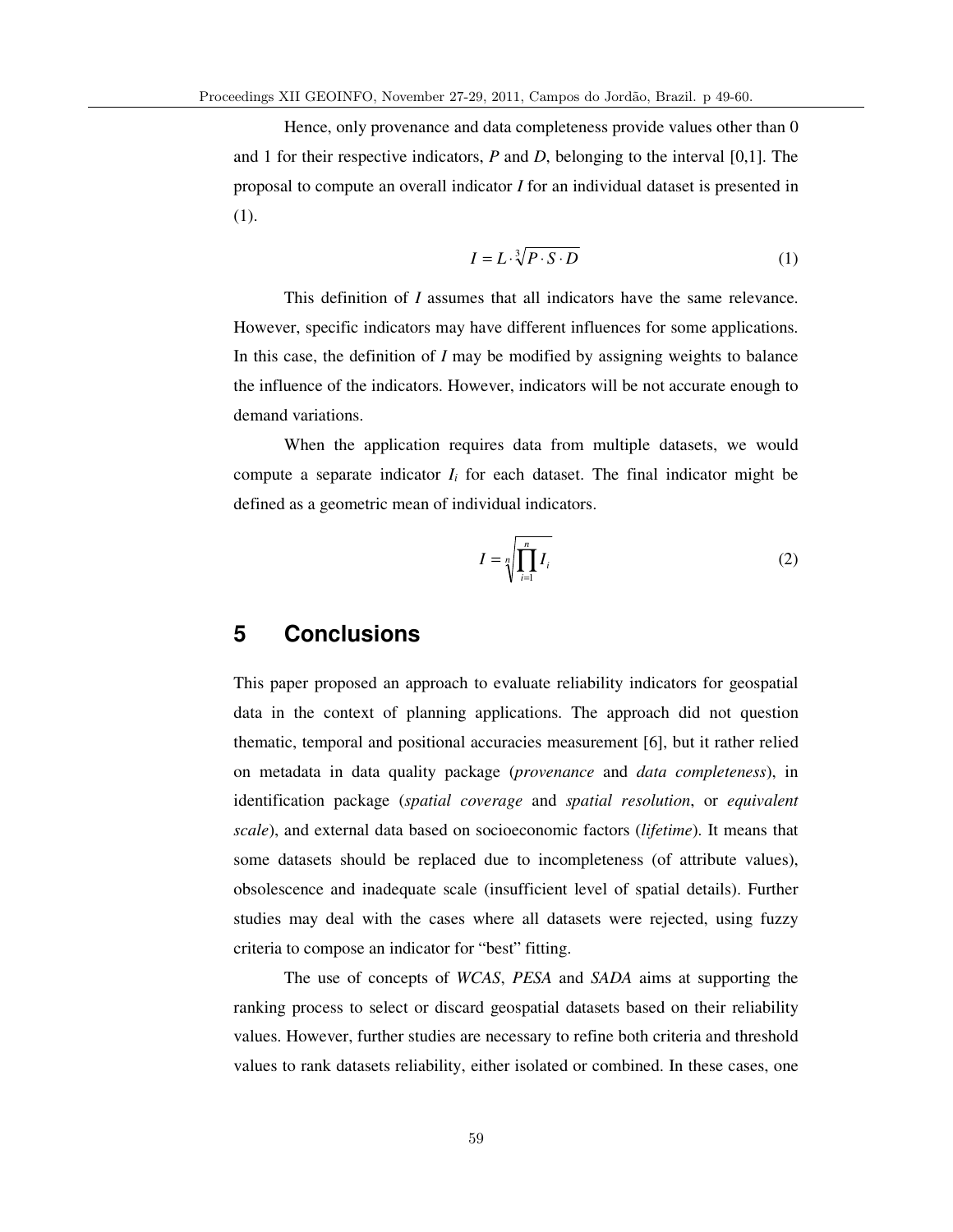Hence, only provenance and data completeness provide values other than 0 and 1 for their respective indicators, *P* and *D*, belonging to the interval [0,1]. The proposal to compute an overall indicator *I* for an individual dataset is presented in (1).

$$I = L \cdot \sqrt[3]{P \cdot S \cdot D} \tag{1}$$

This definition of *I* assumes that all indicators have the same relevance. However, specific indicators may have different influences for some applications. In this case, the definition of *I* may be modified by assigning weights to balance the influence of the indicators. However, indicators will be not accurate enough to demand variations.

When the application requires data from multiple datasets, we would compute a separate indicator $I_i$ for each dataset. The final indicator might be defined as a geometric mean of individual indicators.

$$I = \sqrt[n]{\prod_{i=1}^{n} I_i} \tag{2}$$

## 5 Conclusions

This paper proposed an approach to evaluate reliability indicators for geospatial data in the context of planning applications. The approach did not question thematic, temporal and positional accuracies measurement [6], but it rather relied on metadata in data quality package (*provenance* and *data completeness*), in identification package (*spatial coverage* and *spatial resolution*, or *equivalent scale*), and external data based on socioeconomic factors (*lifetime*). It means that some datasets should be replaced due to incompleteness (of attribute values), obsolescence and inadequate scale (insufficient level of spatial details). Further studies may deal with the cases where all datasets were rejected, using fuzzy criteria to compose an indicator for "best" fitting.

The use of concepts of *WCAS*, *PESA* and *SADA* aims at supporting the ranking process to select or discard geospatial datasets based on their reliability values. However, further studies are necessary to refine both criteria and threshold values to rank datasets reliability, either isolated or combined. In these cases, one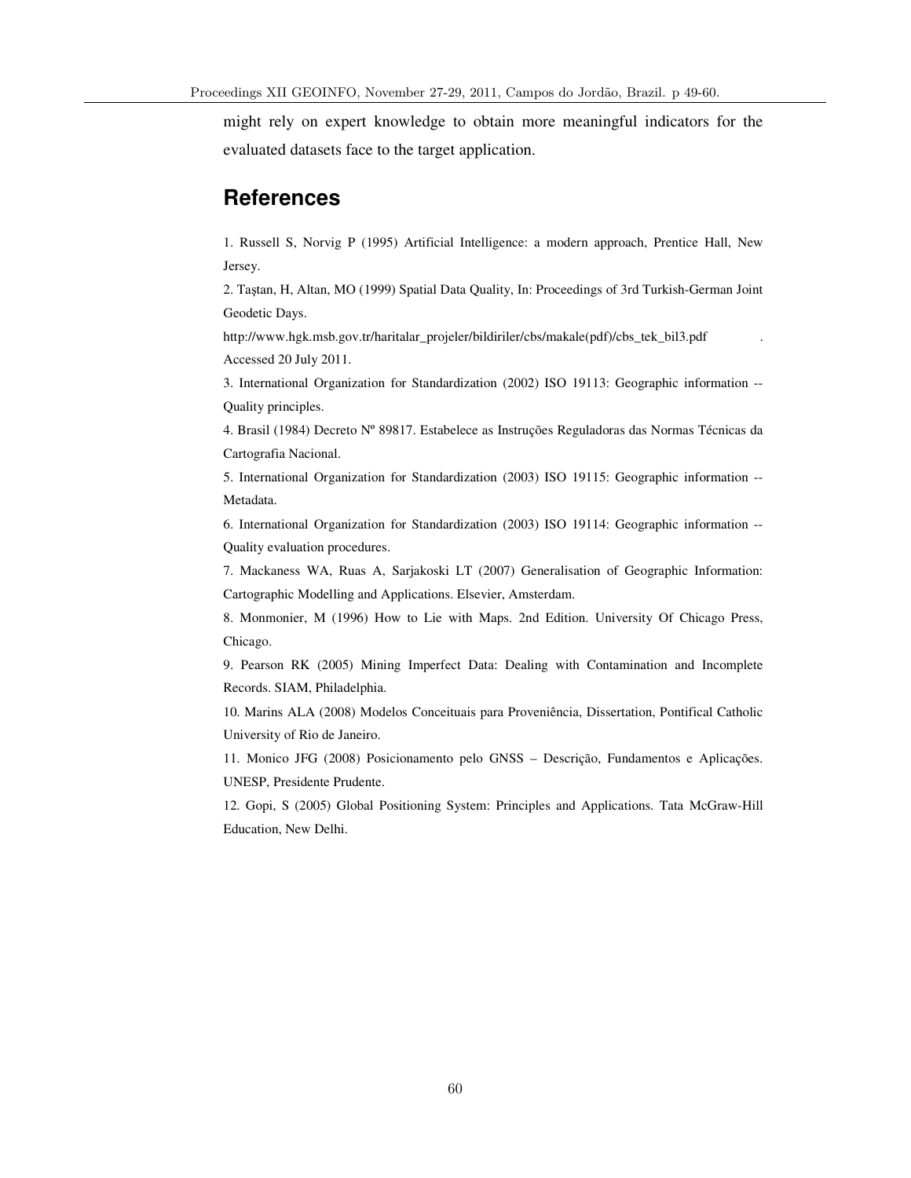might rely on expert knowledge to obtain more meaningful indicators for the evaluated datasets face to the target application.

## References

1. Russell S, Norvig P (1995) Artificial Intelligence: a modern approach, Prentice Hall, New Jersey.
2. Taştan, H, Altan, MO (1999) Spatial Data Quality, In: Proceedings of 3rd Turkish-German Joint Geodetic Days. http://www.hgk.msb.gov.tr/haritalar_projeler/bildiriler/cbs/makale(pdf)/cbs_tek_bil3.pdf . Accessed 20 July 2011.
3. International Organization for Standardization (2002) ISO 19113: Geographic information -- Quality principles.
4. Brasil (1984) Decreto Nº 89817. Estabelece as Instruções Reguladoras das Normas Técnicas da Cartografia Nacional.
5. International Organization for Standardization (2003) ISO 19115: Geographic information -- Metadata.
6. International Organization for Standardization (2003) ISO 19114: Geographic information -- Quality evaluation procedures.
7. Mackaness WA, Ruas A, Sarjakoski LT (2007) Generalisation of Geographic Information: Cartographic Modelling and Applications. Elsevier, Amsterdam.
8. Monmonier, M (1996) How to Lie with Maps. 2nd Edition. University Of Chicago Press, Chicago.
9. Pearson RK (2005) Mining Imperfect Data: Dealing with Contamination and Incomplete Records. SIAM, Philadelphia.
10. Marins ALA (2008) Modelos Conceituais para Proveniência, Dissertation, Pontifical Catholic University of Rio de Janeiro.
11. Monico JFG (2008) Posicionamento pelo GNSS – Descrição, Fundamentos e Aplicações. UNESP, Presidente Prudente.
12. Gopi, S (2005) Global Positioning System: Principles and Applications. Tata McGraw-Hill Education, New Delhi.